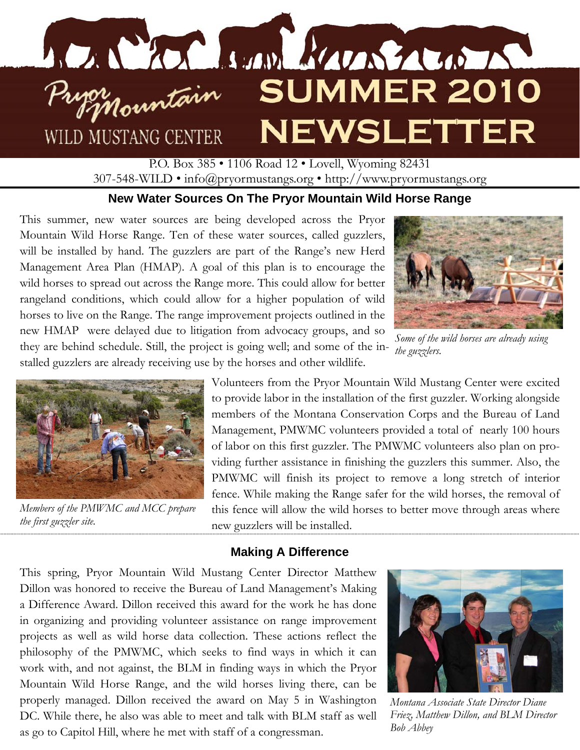# Pryor Mountain Wild Mustang Center

# SUMMER 2010 NEWSLETTER

P.O. Box 385 • 1106 Road 12 • Lovell, Wyoming 82431
307-548-WILD • info@pryormustangs.org • http://www.pryormustangs.org

## New Water Sources On The Pryor Mountain Wild Horse Range

This summer, new water sources are being developed across the Pryor Mountain Wild Horse Range. Ten of these water sources, called guzzlers, will be installed by hand. The guzzlers are part of the Range's new Herd Management Area Plan (HMAP). A goal of this plan is to encourage the wild horses to spread out across the Range more. This could allow for better rangeland conditions, which could allow for a higher population of wild horses to live on the Range. The range improvement projects outlined in the new HMAP were delayed due to litigation from advocacy groups, and so they are behind schedule. Still, the project is going well; and some of the installed guzzlers are already receiving use by the horses and other wildlife.

*Some of the wild horses are already using the guzzlers.*

Volunteers from the Pryor Mountain Wild Mustang Center were excited to provide labor in the installation of the first guzzler. Working alongside members of the Montana Conservation Corps and the Bureau of Land Management, PMWMC volunteers provided a total of nearly 100 hours of labor on this first guzzler. The PMWMC volunteers also plan on providing further assistance in finishing the guzzlers this summer. Also, the PMWMC will finish its project to remove a long stretch of interior fence. While making the Range safer for the wild horses, the removal of this fence will allow the wild horses to better move through areas where new guzzlers will be installed.

*Members of the PMWMC and MCC prepare the first guzzler site.*

## Making A Difference

This spring, Pryor Mountain Wild Mustang Center Director Matthew Dillon was honored to receive the Bureau of Land Management's Making a Difference Award. Dillon received this award for the work he has done in organizing and providing volunteer assistance on range improvement projects as well as wild horse data collection. These actions reflect the philosophy of the PMWMC, which seeks to find ways in which it can work with, and not against, the BLM in finding ways in which the Pryor Mountain Wild Horse Range, and the wild horses living there, can be properly managed. Dillon received the award on May 5 in Washington DC. While there, he also was able to meet and talk with BLM staff as well as go to Capitol Hill, where he met with staff of a congressman.

*Montana Associate State Director Diane Friez, Matthew Dillon, and BLM Director Bob Abbey*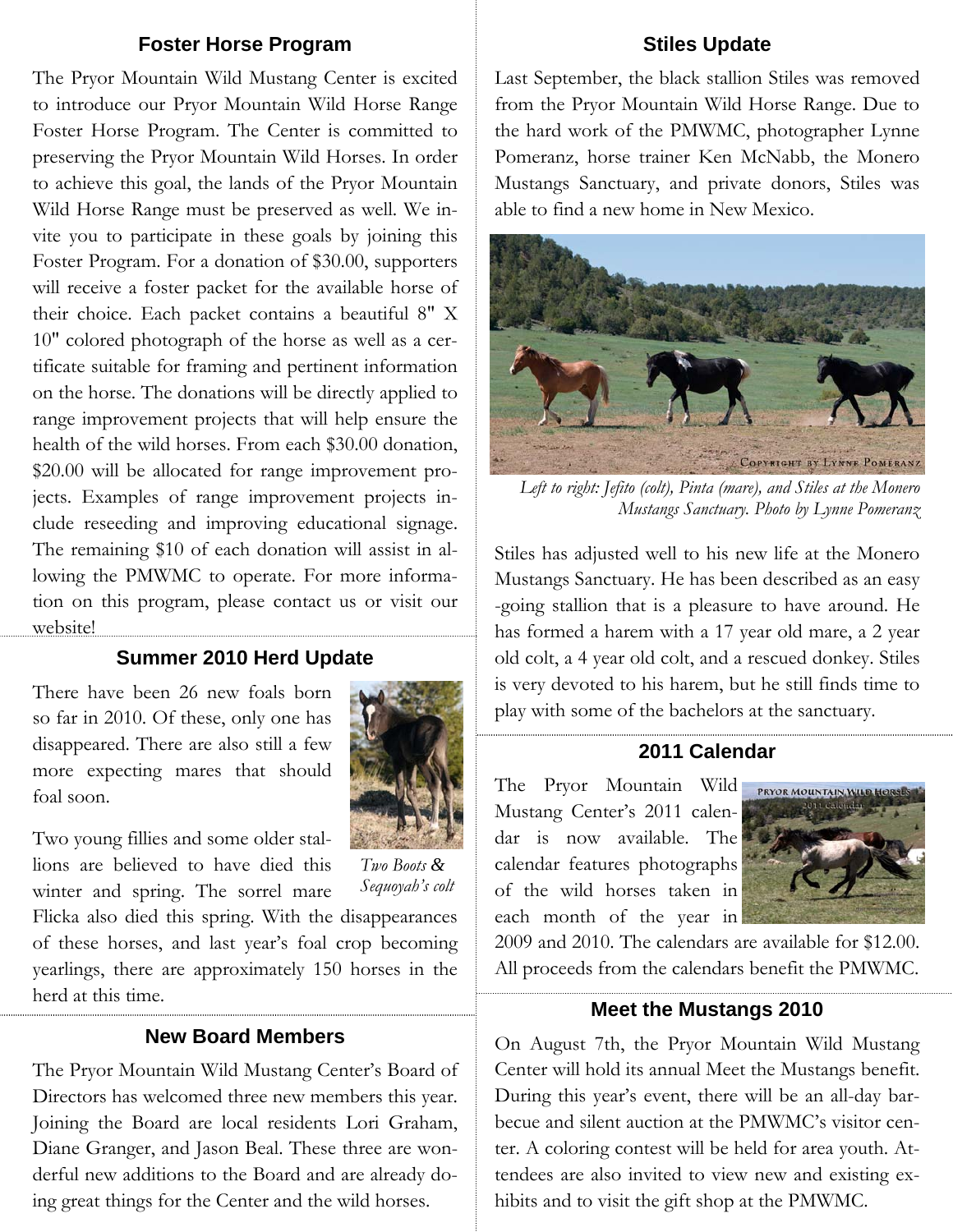## Foster Horse Program

The Pryor Mountain Wild Mustang Center is excited to introduce our Pryor Mountain Wild Horse Range Foster Horse Program. The Center is committed to preserving the Pryor Mountain Wild Horses. In order to achieve this goal, the lands of the Pryor Mountain Wild Horse Range must be preserved as well. We invite you to participate in these goals by joining this Foster Program. For a donation of $30.00, supporters will receive a foster packet for the available horse of their choice. Each packet contains a beautiful 8" X 10" colored photograph of the horse as well as a certificate suitable for framing and pertinent information on the horse. The donations will be directly applied to range improvement projects that will help ensure the health of the wild horses. From each $30.00 donation, $20.00 will be allocated for range improvement projects. Examples of range improvement projects include reseeding and improving educational signage. The remaining $10 of each donation will assist in allowing the PMWMC to operate. For more information on this program, please contact us or visit our website!

## Summer 2010 Herd Update

There have been 26 new foals born so far in 2010. Of these, only one has disappeared. There are also still a few more expecting mares that should foal soon.

*Two Boots & Sequoyah's colt*

Two young fillies and some older stallions are believed to have died this winter and spring. The sorrel mare Flicka also died this spring. With the disappearances of these horses, and last year's foal crop becoming yearlings, there are approximately 150 horses in the herd at this time.

## New Board Members

The Pryor Mountain Wild Mustang Center's Board of Directors has welcomed three new members this year. Joining the Board are local residents Lori Graham, Diane Granger, and Jason Beal. These three are wonderful new additions to the Board and are already doing great things for the Center and the wild horses.

## Stiles Update

Last September, the black stallion Stiles was removed from the Pryor Mountain Wild Horse Range. Due to the hard work of the PMWMC, photographer Lynne Pomeranz, horse trainer Ken McNabb, the Monero Mustangs Sanctuary, and private donors, Stiles was able to find a new home in New Mexico.

COPYRIGHT BY LYNNE POMERANZ

*Left to right: Jefito (colt), Pinta (mare), and Stiles at the Monero Mustangs Sanctuary. Photo by Lynne Pomeranz*

Stiles has adjusted well to his new life at the Monero Mustangs Sanctuary. He has been described as an easy-going stallion that is a pleasure to have around. He has formed a harem with a 17 year old mare, a 2 year old colt, a 4 year old colt, and a rescued donkey. Stiles is very devoted to his harem, but he still finds time to play with some of the bachelors at the sanctuary.

## 2011 Calendar

The Pryor Mountain Wild Mustang Center's 2011 calendar is now available. The calendar features photographs of the wild horses taken in each month of the year in 2009 and 2010. The calendars are available for $12.00. All proceeds from the calendars benefit the PMWMC.

## Meet the Mustangs 2010

On August 7th, the Pryor Mountain Wild Mustang Center will hold its annual Meet the Mustangs benefit. During this year's event, there will be an all-day barbecue and silent auction at the PMWMC's visitor center. A coloring contest will be held for area youth. Attendees are also invited to view new and existing exhibits and to visit the gift shop at the PMWMC.